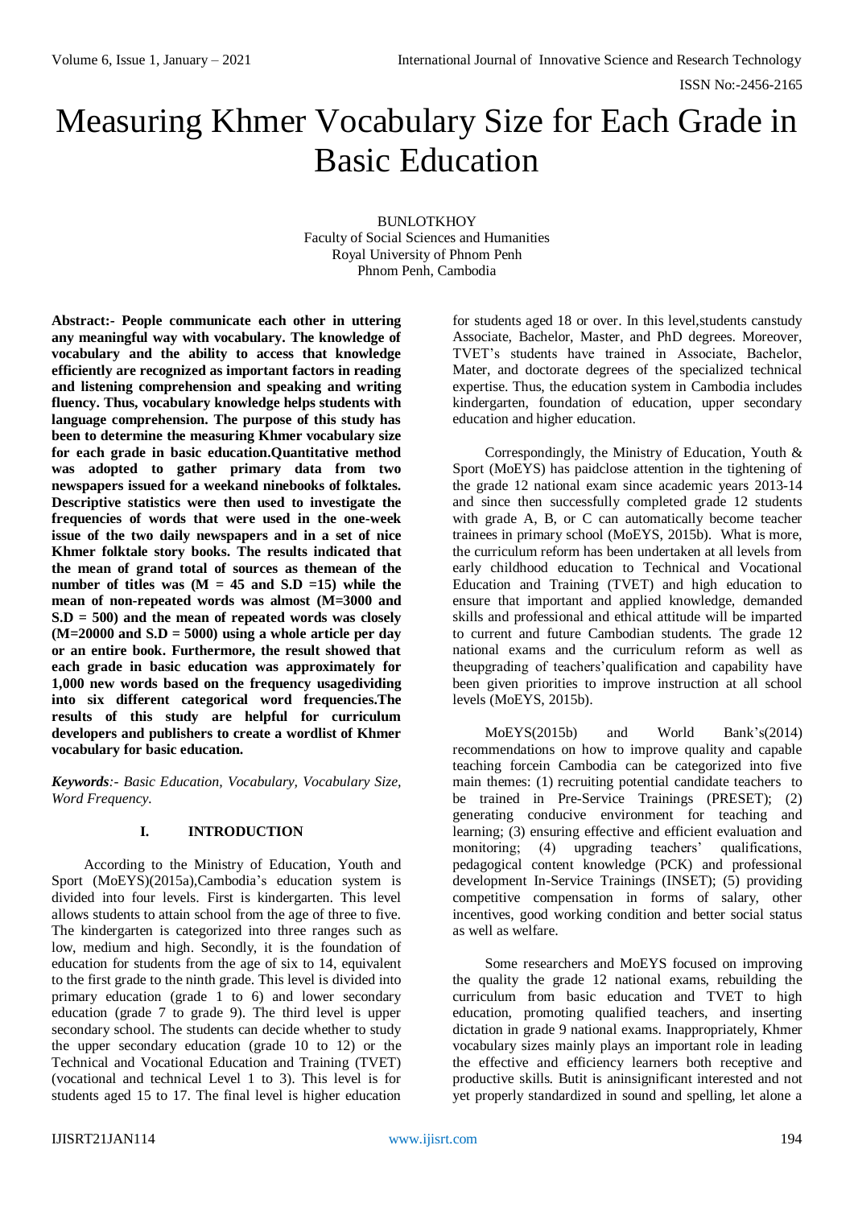# Measuring Khmer Vocabulary Size for Each Grade in Basic Education

BUNLOTKHOY
Faculty of Social Sciences and Humanities
Royal University of Phnom Penh
Phnom Penh, Cambodia

**Abstract:- People communicate each other in uttering any meaningful way with vocabulary. The knowledge of vocabulary and the ability to access that knowledge efficiently are recognized as important factors in reading and listening comprehension and speaking and writing fluency. Thus, vocabulary knowledge helps students with language comprehension. The purpose of this study has been to determine the measuring Khmer vocabulary size for each grade in basic education.Quantitative method was adopted to gather primary data from two newspapers issued for a weekand ninebooks of folktales. Descriptive statistics were then used to investigate the frequencies of words that were used in the one-week issue of the two daily newspapers and in a set of nice Khmer folktale story books. The results indicated that the mean of grand total of sources as themean of the number of titles was (M = 45 and S.D =15) while the mean of non-repeated words was almost (M=3000 and S.D = 500) and the mean of repeated words was closely (M=20000 and S.D = 5000) using a whole article per day or an entire book. Furthermore, the result showed that each grade in basic education was approximately for 1,000 new words based on the frequency usagedividing into six different categorical word frequencies.The results of this study are helpful for curriculum developers and publishers to create a wordlist of Khmer vocabulary for basic education.**

***Keywords**:- Basic Education, Vocabulary, Vocabulary Size, Word Frequency.*

## I. INTRODUCTION

According to the Ministry of Education, Youth and Sport (MoEYS)(2015a),Cambodia's education system is divided into four levels. First is kindergarten. This level allows students to attain school from the age of three to five. The kindergarten is categorized into three ranges such as low, medium and high. Secondly, it is the foundation of education for students from the age of six to 14, equivalent to the first grade to the ninth grade. This level is divided into primary education (grade 1 to 6) and lower secondary education (grade 7 to grade 9). The third level is upper secondary school. The students can decide whether to study the upper secondary education (grade 10 to 12) or the Technical and Vocational Education and Training (TVET) (vocational and technical Level 1 to 3). This level is for students aged 15 to 17. The final level is higher education for students aged 18 or over. In this level,students canstudy Associate, Bachelor, Master, and PhD degrees. Moreover, TVET's students have trained in Associate, Bachelor, Mater, and doctorate degrees of the specialized technical expertise. Thus, the education system in Cambodia includes kindergarten, foundation of education, upper secondary education and higher education.

Correspondingly, the Ministry of Education, Youth & Sport (MoEYS) has paidclose attention in the tightening of the grade 12 national exam since academic years 2013-14 and since then successfully completed grade 12 students with grade A, B, or C can automatically become teacher trainees in primary school (MoEYS, 2015b). What is more, the curriculum reform has been undertaken at all levels from early childhood education to Technical and Vocational Education and Training (TVET) and high education to ensure that important and applied knowledge, demanded skills and professional and ethical attitude will be imparted to current and future Cambodian students. The grade 12 national exams and the curriculum reform as well as theupgrading of teachers'qualification and capability have been given priorities to improve instruction at all school levels (MoEYS, 2015b).

MoEYS(2015b) and World Bank's(2014) recommendations on how to improve quality and capable teaching forcein Cambodia can be categorized into five main themes: (1) recruiting potential candidate teachers to be trained in Pre-Service Trainings (PRESET); (2) generating conducive environment for teaching and learning; (3) ensuring effective and efficient evaluation and monitoring; (4) upgrading teachers' qualifications, pedagogical content knowledge (PCK) and professional development In-Service Trainings (INSET); (5) providing competitive compensation in forms of salary, other incentives, good working condition and better social status as well as welfare.

Some researchers and MoEYS focused on improving the quality the grade 12 national exams, rebuilding the curriculum from basic education and TVET to high education, promoting qualified teachers, and inserting dictation in grade 9 national exams. Inappropriately, Khmer vocabulary sizes mainly plays an important role in leading the effective and efficiency learners both receptive and productive skills. Butit is aninsignificant interested and not yet properly standardized in sound and spelling, let alone a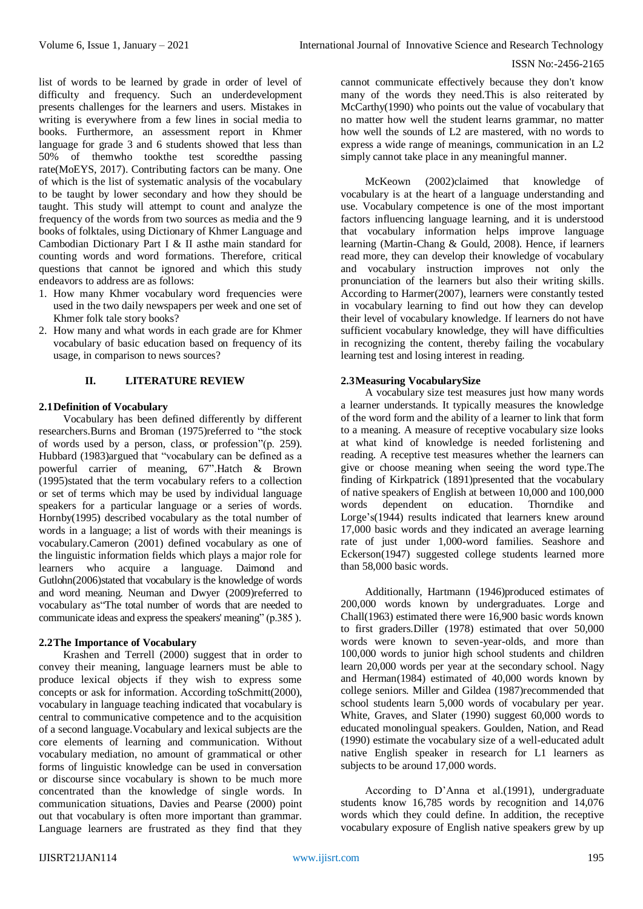list of words to be learned by grade in order of level of difficulty and frequency. Such an underdevelopment presents challenges for the learners and users. Mistakes in writing is everywhere from a few lines in social media to books. Furthermore, an assessment report in Khmer language for grade 3 and 6 students showed that less than 50% of themwho tookthe test scoredthe passing rate(MoEYS, 2017). Contributing factors can be many. One of which is the list of systematic analysis of the vocabulary to be taught by lower secondary and how they should be taught. This study will attempt to count and analyze the frequency of the words from two sources as media and the 9 books of folktales, using Dictionary of Khmer Language and Cambodian Dictionary Part I & II asthe main standard for counting words and word formations. Therefore, critical questions that cannot be ignored and which this study endeavors to address are as follows:

1. How many Khmer vocabulary word frequencies were used in the two daily newspapers per week and one set of Khmer folk tale story books?
2. How many and what words in each grade are for Khmer vocabulary of basic education based on frequency of its usage, in comparison to news sources?

## II. LITERATURE REVIEW

### 2.1Definition of Vocabulary

Vocabulary has been defined differently by different researchers.Burns and Broman (1975)referred to "the stock of words used by a person, class, or profession"(p. 259). Hubbard (1983)argued that "vocabulary can be defined as a powerful carrier of meaning, 67".Hatch & Brown (1995)stated that the term vocabulary refers to a collection or set of terms which may be used by individual language speakers for a particular language or a series of words. Hornby(1995) described vocabulary as the total number of words in a language; a list of words with their meanings is vocabulary.Cameron (2001) defined vocabulary as one of the linguistic information fields which plays a major role for learners who acquire a language. Daimond and Gutlohn(2006)stated that vocabulary is the knowledge of words and word meaning. Neuman and Dwyer (2009)referred to vocabulary as"The total number of words that are needed to communicate ideas and express the speakers' meaning" (p.385 ).

### 2.2The Importance of Vocabulary

Krashen and Terrell (2000) suggest that in order to convey their meaning, language learners must be able to produce lexical objects if they wish to express some concepts or ask for information. According toSchmitt(2000), vocabulary in language teaching indicated that vocabulary is central to communicative competence and to the acquisition of a second language.Vocabulary and lexical subjects are the core elements of learning and communication. Without vocabulary mediation, no amount of grammatical or other forms of linguistic knowledge can be used in conversation or discourse since vocabulary is shown to be much more concentrated than the knowledge of single words. In communication situations, Davies and Pearse (2000) point out that vocabulary is often more important than grammar. Language learners are frustrated as they find that they cannot communicate effectively because they don't know many of the words they need.This is also reiterated by McCarthy(1990) who points out the value of vocabulary that no matter how well the student learns grammar, no matter how well the sounds of L2 are mastered, with no words to express a wide range of meanings, communication in an L2 simply cannot take place in any meaningful manner.

McKeown (2002)claimed that knowledge of vocabulary is at the heart of a language understanding and use. Vocabulary competence is one of the most important factors influencing language learning, and it is understood that vocabulary information helps improve language learning (Martin-Chang & Gould, 2008). Hence, if learners read more, they can develop their knowledge of vocabulary and vocabulary instruction improves not only the pronunciation of the learners but also their writing skills. According to Harmer(2007), learners were constantly tested in vocabulary learning to find out how they can develop their level of vocabulary knowledge. If learners do not have sufficient vocabulary knowledge, they will have difficulties in recognizing the content, thereby failing the vocabulary learning test and losing interest in reading.

### 2.3Measuring VocabularySize

A vocabulary size test measures just how many words a learner understands. It typically measures the knowledge of the word form and the ability of a learner to link that form to a meaning. A measure of receptive vocabulary size looks at what kind of knowledge is needed forlistening and reading. A receptive test measures whether the learners can give or choose meaning when seeing the word type.The finding of Kirkpatrick (1891)presented that the vocabulary of native speakers of English at between 10,000 and 100,000 words dependent on education. Thorndike and Lorge's(1944) results indicated that learners knew around 17,000 basic words and they indicated an average learning rate of just under 1,000-word families. Seashore and Eckerson(1947) suggested college students learned more than 58,000 basic words.

Additionally, Hartmann (1946)produced estimates of 200,000 words known by undergraduates. Lorge and Chall(1963) estimated there were 16,900 basic words known to first graders.Diller (1978) estimated that over 50,000 words were known to seven-year-olds, and more than 100,000 words to junior high school students and children learn 20,000 words per year at the secondary school. Nagy and Herman(1984) estimated of 40,000 words known by college seniors. Miller and Gildea (1987)recommended that school students learn 5,000 words of vocabulary per year. White, Graves, and Slater (1990) suggest 60,000 words to educated monolingual speakers. Goulden, Nation, and Read (1990) estimate the vocabulary size of a well-educated adult native English speaker in research for L1 learners as subjects to be around 17,000 words.

According to D'Anna et al.(1991), undergraduate students know 16,785 words by recognition and 14,076 words which they could define. In addition, the receptive vocabulary exposure of English native speakers grew by up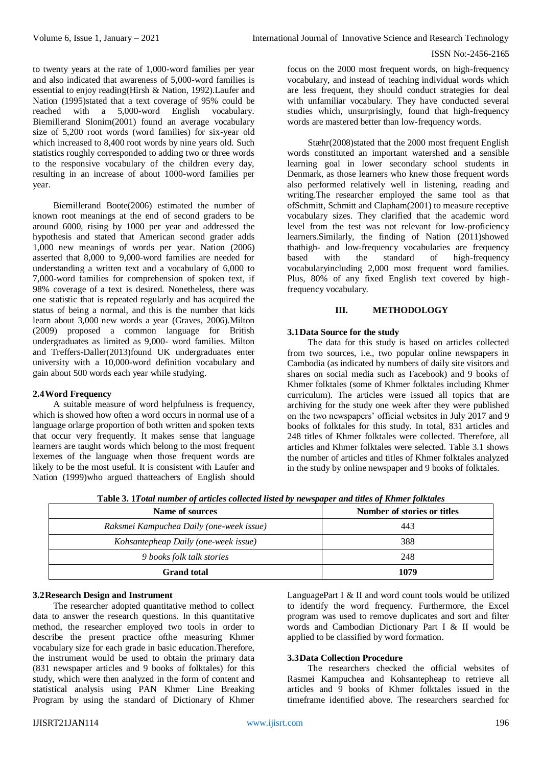to twenty years at the rate of 1,000-word families per year and also indicated that awareness of 5,000-word families is essential to enjoy reading(Hirsh & Nation, 1992).Laufer and Nation (1995)stated that a text coverage of 95% could be reached with a 5,000-word English vocabulary. Biemillerand Slonim(2001) found an average vocabulary size of 5,200 root words (word families) for six-year old which increased to 8,400 root words by nine years old. Such statistics roughly corresponded to adding two or three words to the responsive vocabulary of the children every day, resulting in an increase of about 1000-word families per year.

Biemillerand Boote(2006) estimated the number of known root meanings at the end of second graders to be around 6000, rising by 1000 per year and addressed the hypothesis and stated that American second grader adds 1,000 new meanings of words per year. Nation (2006) asserted that 8,000 to 9,000-word families are needed for understanding a written text and a vocabulary of 6,000 to 7,000-word families for comprehension of spoken text, if 98% coverage of a text is desired. Nonetheless, there was one statistic that is repeated regularly and has acquired the status of being a normal, and this is the number that kids learn about 3,000 new words a year (Graves, 2006).Milton (2009) proposed a common language for British undergraduates as limited as 9,000- word families. Milton and Treffers-Daller(2013)found UK undergraduates enter university with a 10,000-word definition vocabulary and gain about 500 words each year while studying.

### 2.4 Word Frequency

A suitable measure of word helpfulness is frequency, which is showed how often a word occurs in normal use of a language orlarge proportion of both written and spoken texts that occur very frequently. It makes sense that language learners are taught words which belong to the most frequent lexemes of the language when those frequent words are likely to be the most useful. It is consistent with Laufer and Nation (1999)who argued thatteachers of English should focus on the 2000 most frequent words, on high-frequency vocabulary, and instead of teaching individual words which are less frequent, they should conduct strategies for deal with unfamiliar vocabulary. They have conducted several studies which, unsurprisingly, found that high-frequency words are mastered better than low-frequency words.

Stæhr(2008)stated that the 2000 most frequent English words constituted an important watershed and a sensible learning goal in lower secondary school students in Denmark, as those learners who knew those frequent words also performed relatively well in listening, reading and writing.The researcher employed the same tool as that ofSchmitt, Schmitt and Clapham(2001) to measure receptive vocabulary sizes. They clarified that the academic word level from the test was not relevant for low-proficiency learners.Similarly, the finding of Nation (2011)showed thathigh- and low-frequency vocabularies are frequency based with the standard of high-frequency vocabularyincluding 2,000 most frequent word families. Plus, 80% of any fixed English text covered by high-frequency vocabulary.

## III. METHODOLOGY

### 3.1 Data Source for the study

The data for this study is based on articles collected from two sources, i.e., two popular online newspapers in Cambodia (as indicated by numbers of daily site visitors and shares on social media such as Facebook) and 9 books of Khmer folktales (some of Khmer folktales including Khmer curriculum). The articles were issued all topics that are archiving for the study one week after they were published on the two newspapers' official websites in July 2017 and 9 books of folktales for this study. In total, 831 articles and 248 titles of Khmer folktales were collected. Therefore, all articles and Khmer folktales were selected. Table 3.1 shows the number of articles and titles of Khmer folktales analyzed in the study by online newspaper and 9 books of folktales.

**Table 3. 1***Total number of articles collected listed by newspaper and titles of Khmer folktales*

| Name of sources | Number of stories or titles |
|---|---|
| *Raksmei Kampuchea Daily (one-week issue)* | 443 |
| *Kohsantepheap Daily (one-week issue)* | 388 |
| *9 books folk talk stories* | 248 |
| **Grand total** | **1079** |

### 3.2 Research Design and Instrument

The researcher adopted quantitative method to collect data to answer the research questions. In this quantitative method, the researcher employed two tools in order to describe the present practice ofthe measuring Khmer vocabulary size for each grade in basic education.Therefore, the instrument would be used to obtain the primary data (831 newspaper articles and 9 books of folktales) for this study, which were then analyzed in the form of content and statistical analysis using PAN Khmer Line Breaking Program by using the standard of Dictionary of Khmer LanguagePart I & II and word count tools would be utilized to identify the word frequency. Furthermore, the Excel program was used to remove duplicates and sort and filter words and Cambodian Dictionary Part I & II would be applied to be classified by word formation.

### 3.3 Data Collection Procedure

The researchers checked the official websites of Rasmei Kampuchea and Kohsantepheap to retrieve all articles and 9 books of Khmer folktales issued in the timeframe identified above. The researchers searched for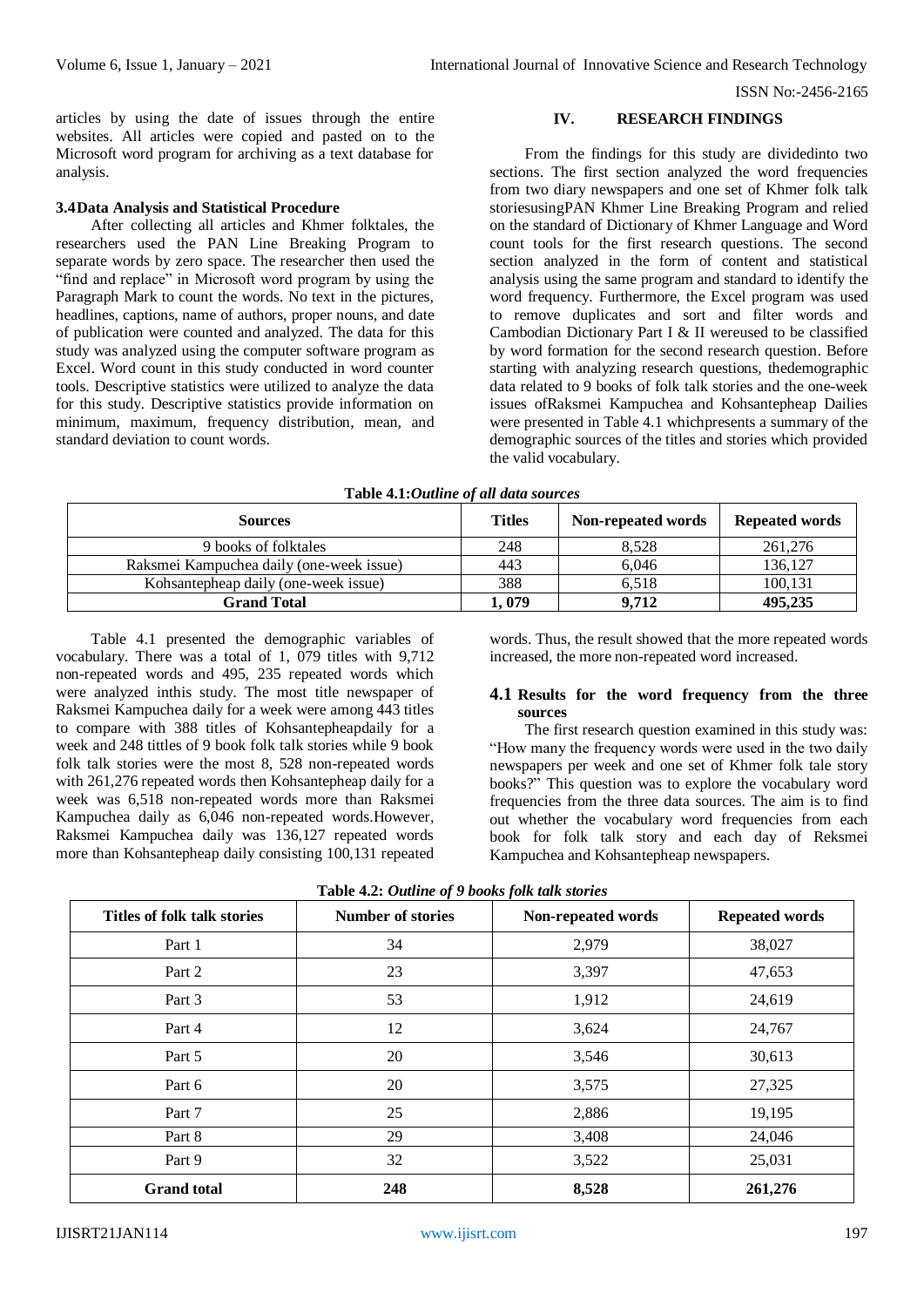articles by using the date of issues through the entire websites. All articles were copied and pasted on to the Microsoft word program for archiving as a text database for analysis.

### 3.4 Data Analysis and Statistical Procedure

After collecting all articles and Khmer folktales, the researchers used the PAN Line Breaking Program to separate words by zero space. The researcher then used the "find and replace" in Microsoft word program by using the Paragraph Mark to count the words. No text in the pictures, headlines, captions, name of authors, proper nouns, and date of publication were counted and analyzed. The data for this study was analyzed using the computer software program as Excel. Word count in this study conducted in word counter tools. Descriptive statistics were utilized to analyze the data for this study. Descriptive statistics provide information on minimum, maximum, frequency distribution, mean, and standard deviation to count words.

## IV. RESEARCH FINDINGS

From the findings for this study are dividedinto two sections. The first section analyzed the word frequencies from two diary newspapers and one set of Khmer folk talk storiesusingPAN Khmer Line Breaking Program and relied on the standard of Dictionary of Khmer Language and Word count tools for the first research questions. The second section analyzed in the form of content and statistical analysis using the same program and standard to identify the word frequency. Furthermore, the Excel program was used to remove duplicates and sort and filter words and Cambodian Dictionary Part I & II wereused to be classified by word formation for the second research question. Before starting with analyzing research questions, thedemographic data related to 9 books of folk talk stories and the one-week issues ofRaksmei Kampuchea and Kohsantepheap Dailies were presented in Table 4.1 whichpresents a summary of the demographic sources of the titles and stories which provided the valid vocabulary.

**Table 4.1:** *Outline of all data sources*

| Sources | Titles | Non-repeated words | Repeated words |
|---|---|---|---|
| 9 books of folktales | 248 | 8,528 | 261,276 |
| Raksmei Kampuchea daily (one-week issue) | 443 | 6,046 | 136,127 |
| Kohsantepheap daily (one-week issue) | 388 | 6,518 | 100,131 |
| **Grand Total** | **1, 079** | **9,712** | **495,235** |

Table 4.1 presented the demographic variables of vocabulary. There was a total of 1, 079 titles with 9,712 non-repeated words and 495, 235 repeated words which were analyzed inthis study. The most title newspaper of Raksmei Kampuchea daily for a week were among 443 titles to compare with 388 titles of Kohsantepheapdaily for a week and 248 tittles of 9 book folk talk stories while 9 book folk talk stories were the most 8, 528 non-repeated words with 261,276 repeated words then Kohsantepheap daily for a week was 6,518 non-repeated words more than Raksmei Kampuchea daily as 6,046 non-repeated words.However, Raksmei Kampuchea daily was 136,127 repeated words more than Kohsantepheap daily consisting 100,131 repeated words. Thus, the result showed that the more repeated words increased, the more non-repeated word increased.

### 4.1 Results for the word frequency from the three sources

The first research question examined in this study was: "How many the frequency words were used in the two daily newspapers per week and one set of Khmer folk tale story books?" This question was to explore the vocabulary word frequencies from the three data sources. The aim is to find out whether the vocabulary word frequencies from each book for folk talk story and each day of Reksmei Kampuchea and Kohsantepheap newspapers.

**Table 4.2:** *Outline of 9 books folk talk stories*

| Titles of folk talk stories | Number of stories | Non-repeated words | Repeated words |
|---|---|---|---|
| Part 1 | 34 | 2,979 | 38,027 |
| Part 2 | 23 | 3,397 | 47,653 |
| Part 3 | 53 | 1,912 | 24,619 |
| Part 4 | 12 | 3,624 | 24,767 |
| Part 5 | 20 | 3,546 | 30,613 |
| Part 6 | 20 | 3,575 | 27,325 |
| Part 7 | 25 | 2,886 | 19,195 |
| Part 8 | 29 | 3,408 | 24,046 |
| Part 9 | 32 | 3,522 | 25,031 |
| **Grand total** | **248** | **8,528** | **261,276** |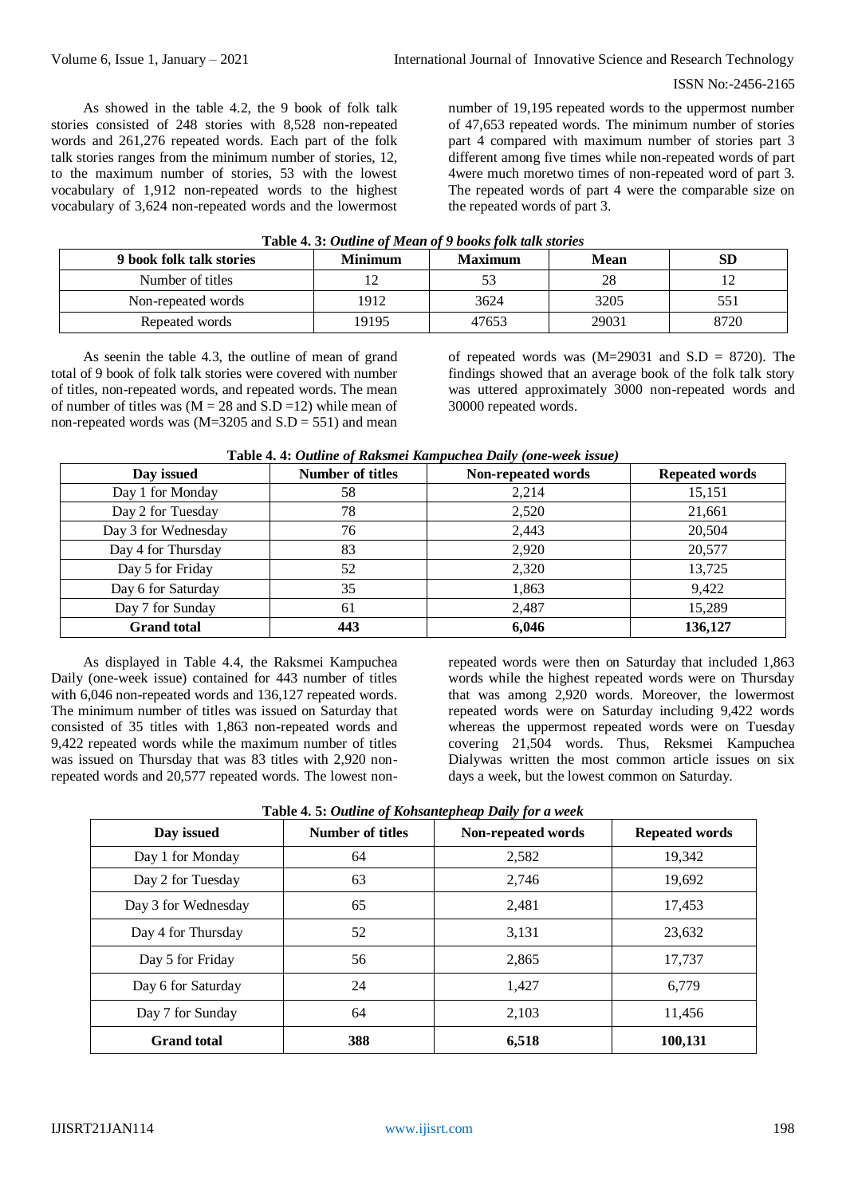As showed in the table 4.2, the 9 book of folk talk stories consisted of 248 stories with 8,528 non-repeated words and 261,276 repeated words. Each part of the folk talk stories ranges from the minimum number of stories, 12, to the maximum number of stories, 53 with the lowest vocabulary of 1,912 non-repeated words to the highest vocabulary of 3,624 non-repeated words and the lowermost number of 19,195 repeated words to the uppermost number of 47,653 repeated words. The minimum number of stories part 4 compared with maximum number of stories part 3 different among five times while non-repeated words of part 4were much moretwo times of non-repeated word of part 3. The repeated words of part 4 were the comparable size on the repeated words of part 3.

**Table 4. 3:** ***Outline of Mean of 9 books folk talk stories***

| 9 book folk talk stories | Minimum | Maximum | Mean | SD |
|---|---|---|---|---|
| Number of titles | 12 | 53 | 28 | 12 |
| Non-repeated words | 1912 | 3624 | 3205 | 551 |
| Repeated words | 19195 | 47653 | 29031 | 8720 |

As seenin the table 4.3, the outline of mean of grand total of 9 book of folk talk stories were covered with number of titles, non-repeated words, and repeated words. The mean of number of titles was (M = 28 and S.D =12) while mean of non-repeated words was (M=3205 and S.D = 551) and mean of repeated words was (M=29031 and S.D = 8720). The findings showed that an average book of the folk talk story was uttered approximately 3000 non-repeated words and 30000 repeated words.

**Table 4. 4:** ***Outline of Raksmei Kampuchea Daily (one-week issue)***

| Day issued | Number of titles | Non-repeated words | Repeated words |
|---|---|---|---|
| Day 1 for Monday | 58 | 2,214 | 15,151 |
| Day 2 for Tuesday | 78 | 2,520 | 21,661 |
| Day 3 for Wednesday | 76 | 2,443 | 20,504 |
| Day 4 for Thursday | 83 | 2,920 | 20,577 |
| Day 5 for Friday | 52 | 2,320 | 13,725 |
| Day 6 for Saturday | 35 | 1,863 | 9,422 |
| Day 7 for Sunday | 61 | 2,487 | 15,289 |
| **Grand total** | **443** | **6,046** | **136,127** |

As displayed in Table 4.4, the Raksmei Kampuchea Daily (one-week issue) contained for 443 number of titles with 6,046 non-repeated words and 136,127 repeated words. The minimum number of titles was issued on Saturday that consisted of 35 titles with 1,863 non-repeated words and 9,422 repeated words while the maximum number of titles was issued on Thursday that was 83 titles with 2,920 non-repeated words and 20,577 repeated words. The lowest non-repeated words were then on Saturday that included 1,863 words while the highest repeated words were on Thursday that was among 2,920 words. Moreover, the lowermost repeated words were on Saturday including 9,422 words whereas the uppermost repeated words were on Tuesday covering 21,504 words. Thus, Reksmei Kampuchea Dialywas written the most common article issues on six days a week, but the lowest common on Saturday.

**Table 4. 5:** ***Outline of Kohsantepheap Daily for a week***

| Day issued | Number of titles | Non-repeated words | Repeated words |
|---|---|---|---|
| Day 1 for Monday | 64 | 2,582 | 19,342 |
| Day 2 for Tuesday | 63 | 2,746 | 19,692 |
| Day 3 for Wednesday | 65 | 2,481 | 17,453 |
| Day 4 for Thursday | 52 | 3,131 | 23,632 |
| Day 5 for Friday | 56 | 2,865 | 17,737 |
| Day 6 for Saturday | 24 | 1,427 | 6,779 |
| Day 7 for Sunday | 64 | 2,103 | 11,456 |
| **Grand total** | **388** | **6,518** | **100,131** |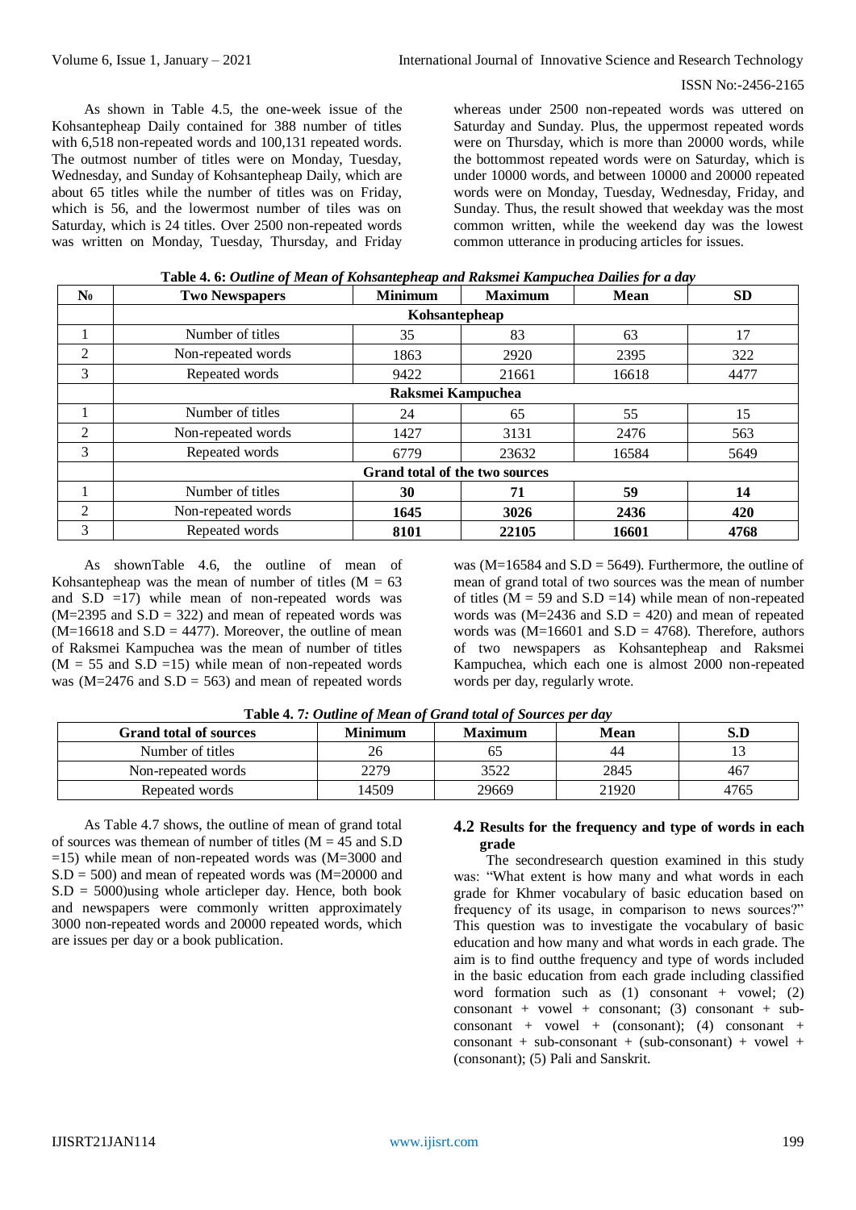As shown in Table 4.5, the one-week issue of the Kohsantepheap Daily contained for 388 number of titles with 6,518 non-repeated words and 100,131 repeated words. The outmost number of titles were on Monday, Tuesday, Wednesday, and Sunday of Kohsantepheap Daily, which are about 65 titles while the number of titles was on Friday, which is 56, and the lowermost number of tiles was on Saturday, which is 24 titles. Over 2500 non-repeated words was written on Monday, Tuesday, Thursday, and Friday whereas under 2500 non-repeated words was uttered on Saturday and Sunday. Plus, the uppermost repeated words were on Thursday, which is more than 20000 words, while the bottommost repeated words were on Saturday, which is under 10000 words, and between 10000 and 20000 repeated words were on Monday, Tuesday, Wednesday, Friday, and Sunday. Thus, the result showed that weekday was the most common written, while the weekend day was the lowest common utterance in producing articles for issues.

**Table 4. 6:** ***Outline of Mean of Kohsantepheap and Raksmei Kampuchea Dailies for a day***

| No | Two Newspapers | Minimum | Maximum | Mean | SD |
|---|---|---|---|---|---|
| | **Kohsantepheap** | | | | |
| 1 | Number of titles | 35 | 83 | 63 | 17 |
| 2 | Non-repeated words | 1863 | 2920 | 2395 | 322 |
| 3 | Repeated words | 9422 | 21661 | 16618 | 4477 |
| | **Raksmei Kampuchea** | | | | |
| 1 | Number of titles | 24 | 65 | 55 | 15 |
| 2 | Non-repeated words | 1427 | 3131 | 2476 | 563 |
| 3 | Repeated words | 6779 | 23632 | 16584 | 5649 |
| | **Grand total of the two sources** | | | | |
| 1 | Number of titles | **30** | **71** | **59** | **14** |
| 2 | Non-repeated words | **1645** | **3026** | **2436** | **420** |
| 3 | Repeated words | **8101** | **22105** | **16601** | **4768** |

As shownTable 4.6, the outline of mean of Kohsantepheap was the mean of number of titles (M = 63 and S.D =17) while mean of non-repeated words was (M=2395 and S.D = 322) and mean of repeated words was (M=16618 and S.D = 4477). Moreover, the outline of mean of Raksmei Kampuchea was the mean of number of titles (M = 55 and S.D =15) while mean of non-repeated words was (M=2476 and S.D = 563) and mean of repeated words was (M=16584 and S.D = 5649). Furthermore, the outline of mean of grand total of two sources was the mean of number of titles (M = 59 and S.D =14) while mean of non-repeated words was (M=2436 and S.D = 420) and mean of repeated words was (M=16601 and S.D = 4768). Therefore, authors of two newspapers as Kohsantepheap and Raksmei Kampuchea, which each one is almost 2000 non-repeated words per day, regularly wrote.

**Table 4. 7:** ***Outline of Mean of Grand total of Sources per day***

| Grand total of sources | Minimum | Maximum | Mean | S.D |
|---|---|---|---|---|
| Number of titles | 26 | 65 | 44 | 13 |
| Non-repeated words | 2279 | 3522 | 2845 | 467 |
| Repeated words | 14509 | 29669 | 21920 | 4765 |

As Table 4.7 shows, the outline of mean of grand total of sources was themean of number of titles (M = 45 and S.D =15) while mean of non-repeated words was (M=3000 and S.D = 500) and mean of repeated words was (M=20000 and S.D = 5000)using whole articleper day. Hence, both book and newspapers were commonly written approximately 3000 non-repeated words and 20000 repeated words, which are issues per day or a book publication.

## 4.2 Results for the frequency and type of words in each grade

The secondresearch question examined in this study was: "What extent is how many and what words in each grade for Khmer vocabulary of basic education based on frequency of its usage, in comparison to news sources?" This question was to investigate the vocabulary of basic education and how many and what words in each grade. The aim is to find outthe frequency and type of words included in the basic education from each grade including classified word formation such as (1) consonant + vowel; (2) consonant + vowel + consonant; (3) consonant + sub-consonant + vowel + (consonant); (4) consonant + consonant + sub-consonant + (sub-consonant) + vowel + (consonant); (5) Pali and Sanskrit.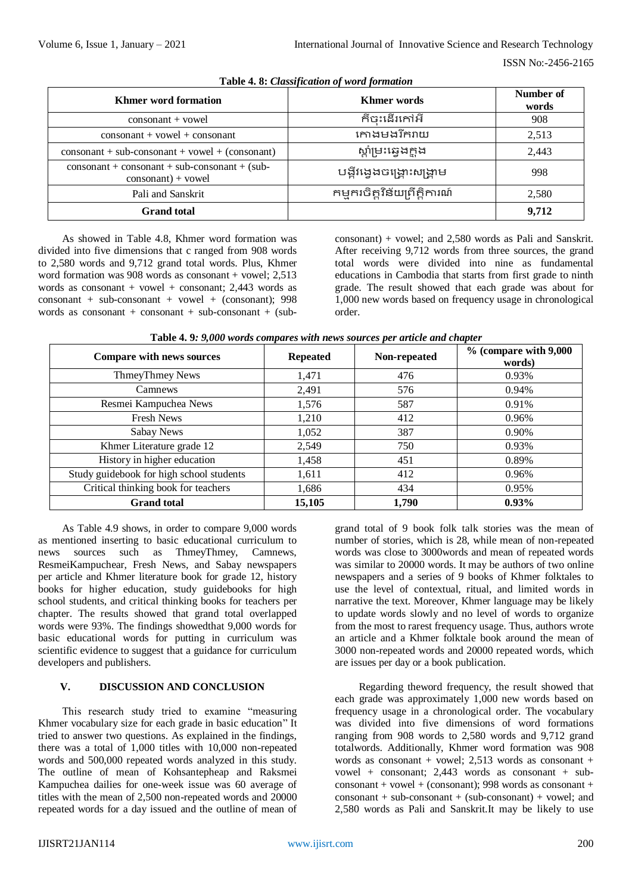**Table 4. 8:** *Classification of word formation*

| Khmer word formation | Khmer words | Number of words |
|---|---|---|
| consonant + vowel | កិចុះដើរកៅអី | 908 |
| consonant + vowel + consonant | កោងមងរីករាយ | 2,513 |
| consonant + sub-consonant + vowel + (consonant) | ស្គាំម្រះឆ្វេងក្នុង | 2,443 |
| consonant + consonant + sub-consonant + (sub-consonant) + vowel | បង្គីរង្វេងចង្រោះសង្គ្រាម | 998 |
| Pali and Sanskrit | កម្មករចិត្តវិន័យព្រឹត្តិការណ៍ | 2,580 |
| **Grand total** | | **9,712** |

As showed in Table 4.8, Khmer word formation was divided into five dimensions that c ranged from 908 words to 2,580 words and 9,712 grand total words. Plus, Khmer word formation was 908 words as consonant + vowel; 2,513 words as consonant + vowel + consonant; 2,443 words as consonant + sub-consonant + vowel + (consonant); 998 words as consonant + consonant + sub-consonant + (sub-consonant) + vowel; and 2,580 words as Pali and Sanskrit. After receiving 9,712 words from three sources, the grand total words were divided into nine as fundamental educations in Cambodia that starts from first grade to ninth grade. The result showed that each grade was about for 1,000 new words based on frequency usage in chronological order.

**Table 4. 9***: 9,000 words compares with news sources per article and chapter*

| Compare with news sources | Repeated | Non-repeated | % (compare with 9,000 words) |
|---|---|---|---|
| ThmeyThmey News | 1,471 | 476 | 0.93% |
| Camnews | 2,491 | 576 | 0.94% |
| Resmei Kampuchea News | 1,576 | 587 | 0.91% |
| Fresh News | 1,210 | 412 | 0.96% |
| Sabay News | 1,052 | 387 | 0.90% |
| Khmer Literature grade 12 | 2,549 | 750 | 0.93% |
| History in higher education | 1,458 | 451 | 0.89% |
| Study guidebook for high school students | 1,611 | 412 | 0.96% |
| Critical thinking book for teachers | 1,686 | 434 | 0.95% |
| **Grand total** | **15,105** | **1,790** | **0.93%** |

As Table 4.9 shows, in order to compare 9,000 words as mentioned inserting to basic educational curriculum to news sources such as ThmeyThmey, Camnews, ResmeiKampuchear, Fresh News, and Sabay newspapers per article and Khmer literature book for grade 12, history books for higher education, study guidebooks for high school students, and critical thinking books for teachers per chapter. The results showed that grand total overlapped words were 93%. The findings showedthat 9,000 words for basic educational words for putting in curriculum was scientific evidence to suggest that a guidance for curriculum developers and publishers.

## V. DISCUSSION AND CONCLUSION

This research study tried to examine "measuring Khmer vocabulary size for each grade in basic education" It tried to answer two questions. As explained in the findings, there was a total of 1,000 titles with 10,000 non-repeated words and 500,000 repeated words analyzed in this study. The outline of mean of Kohsantepheap and Raksmei Kampuchea dailies for one-week issue was 60 average of titles with the mean of 2,500 non-repeated words and 20000 repeated words for a day issued and the outline of mean of grand total of 9 book folk talk stories was the mean of number of stories, which is 28, while mean of non-repeated words was close to 3000words and mean of repeated words was similar to 20000 words. It may be authors of two online newspapers and a series of 9 books of Khmer folktales to use the level of contextual, ritual, and limited words in narrative the text. Moreover, Khmer language may be likely to update words slowly and no level of words to organize from the most to rarest frequency usage. Thus, authors wrote an article and a Khmer folktale book around the mean of 3000 non-repeated words and 20000 repeated words, which are issues per day or a book publication.

Regarding theword frequency, the result showed that each grade was approximately 1,000 new words based on frequency usage in a chronological order. The vocabulary was divided into five dimensions of word formations ranging from 908 words to 2,580 words and 9,712 grand totalwords. Additionally, Khmer word formation was 908 words as consonant + vowel; 2,513 words as consonant + vowel + consonant; 2,443 words as consonant + sub-consonant + vowel + (consonant); 998 words as consonant + consonant + sub-consonant + (sub-consonant) + vowel; and 2,580 words as Pali and Sanskrit.It may be likely to use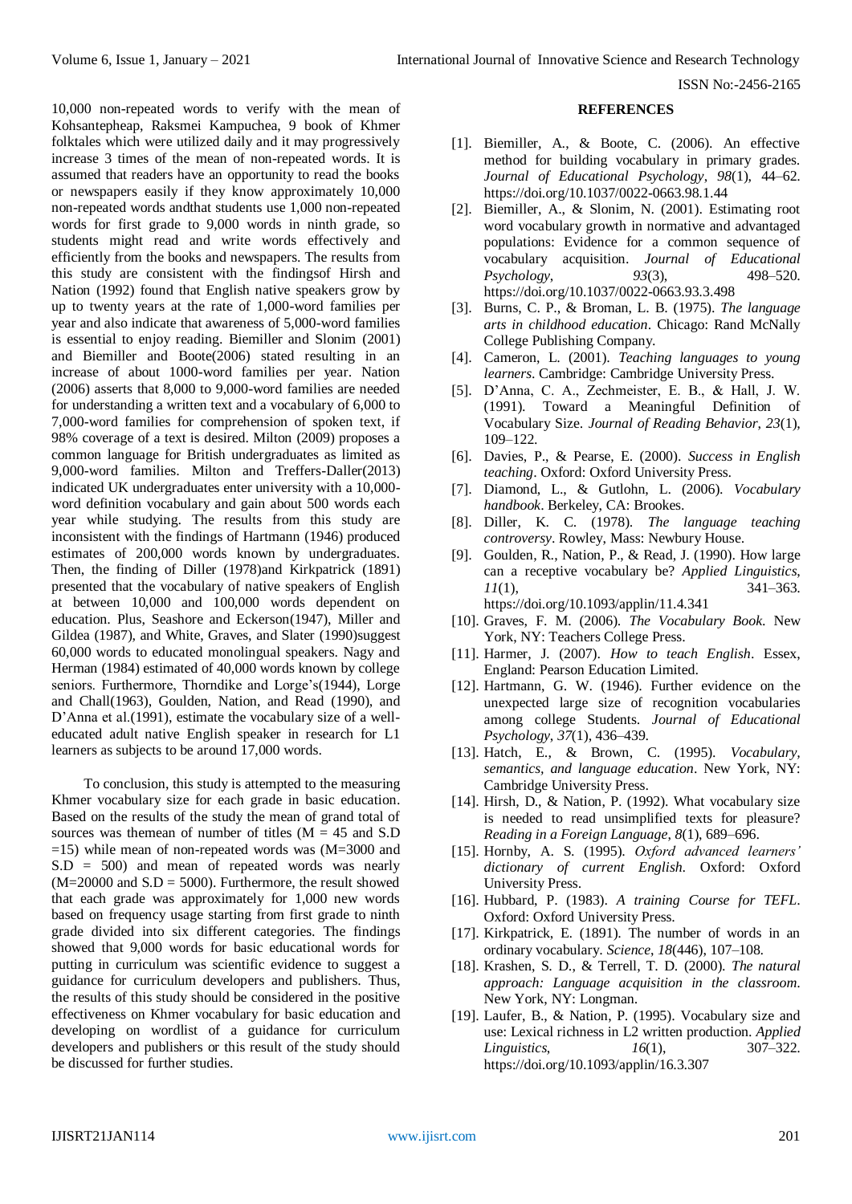10,000 non-repeated words to verify with the mean of Kohsantepheap, Raksmei Kampuchea, 9 book of Khmer folktales which were utilized daily and it may progressively increase 3 times of the mean of non-repeated words. It is assumed that readers have an opportunity to read the books or newspapers easily if they know approximately 10,000 non-repeated words andthat students use 1,000 non-repeated words for first grade to 9,000 words in ninth grade, so students might read and write words effectively and efficiently from the books and newspapers. The results from this study are consistent with the findingsof Hirsh and Nation (1992) found that English native speakers grow by up to twenty years at the rate of 1,000-word families per year and also indicate that awareness of 5,000-word families is essential to enjoy reading. Biemiller and Slonim (2001) and Biemiller and Boote(2006) stated resulting in an increase of about 1000-word families per year. Nation (2006) asserts that 8,000 to 9,000-word families are needed for understanding a written text and a vocabulary of 6,000 to 7,000-word families for comprehension of spoken text, if 98% coverage of a text is desired. Milton (2009) proposes a common language for British undergraduates as limited as 9,000-word families. Milton and Treffers-Daller(2013) indicated UK undergraduates enter university with a 10,000-word definition vocabulary and gain about 500 words each year while studying. The results from this study are inconsistent with the findings of Hartmann (1946) produced estimates of 200,000 words known by undergraduates. Then, the finding of Diller (1978)and Kirkpatrick (1891) presented that the vocabulary of native speakers of English at between 10,000 and 100,000 words dependent on education. Plus, Seashore and Eckerson(1947), Miller and Gildea (1987), and White, Graves, and Slater (1990)suggest 60,000 words to educated monolingual speakers. Nagy and Herman (1984) estimated of 40,000 words known by college seniors. Furthermore, Thorndike and Lorge's(1944), Lorge and Chall(1963), Goulden, Nation, and Read (1990), and D'Anna et al.(1991), estimate the vocabulary size of a well-educated adult native English speaker in research for L1 learners as subjects to be around 17,000 words.

To conclusion, this study is attempted to the measuring Khmer vocabulary size for each grade in basic education. Based on the results of the study the mean of grand total of sources was themean of number of titles (M = 45 and S.D =15) while mean of non-repeated words was (M=3000 and S.D = 500) and mean of repeated words was nearly (M=20000 and S.D = 5000). Furthermore, the result showed that each grade was approximately for 1,000 new words based on frequency usage starting from first grade to ninth grade divided into six different categories. The findings showed that 9,000 words for basic educational words for putting in curriculum was scientific evidence to suggest a guidance for curriculum developers and publishers. Thus, the results of this study should be considered in the positive effectiveness on Khmer vocabulary for basic education and developing on wordlist of a guidance for curriculum developers and publishers or this result of the study should be discussed for further studies.

## REFERENCES

[1]. Biemiller, A., & Boote, C. (2006). An effective method for building vocabulary in primary grades. *Journal of Educational Psychology*, *98*(1), 44–62. https://doi.org/10.1037/0022-0663.98.1.44

[2]. Biemiller, A., & Slonim, N. (2001). Estimating root word vocabulary growth in normative and advantaged populations: Evidence for a common sequence of vocabulary acquisition. *Journal of Educational Psychology*, *93*(3), 498–520. https://doi.org/10.1037/0022-0663.93.3.498

[3]. Burns, C. P., & Broman, L. B. (1975). *The language arts in childhood education*. Chicago: Rand McNally College Publishing Company.

[4]. Cameron, L. (2001). *Teaching languages to young learners*. Cambridge: Cambridge University Press.

[5]. D'Anna, C. A., Zechmeister, E. B., & Hall, J. W. (1991). Toward a Meaningful Definition of Vocabulary Size. *Journal of Reading Behavior*, *23*(1), 109–122.

[6]. Davies, P., & Pearse, E. (2000). *Success in English teaching*. Oxford: Oxford University Press.

[7]. Diamond, L., & Gutlohn, L. (2006). *Vocabulary handbook*. Berkeley, CA: Brookes.

[8]. Diller, K. C. (1978). *The language teaching controversy*. Rowley, Mass: Newbury House.

[9]. Goulden, R., Nation, P., & Read, J. (1990). How large can a receptive vocabulary be? *Applied Linguistics*, *11*(1), 341–363. https://doi.org/10.1093/applin/11.4.341

[10]. Graves, F. M. (2006). *The Vocabulary Book*. New York, NY: Teachers College Press.

[11]. Harmer, J. (2007). *How to teach English*. Essex, England: Pearson Education Limited.

[12]. Hartmann, G. W. (1946). Further evidence on the unexpected large size of recognition vocabularies among college Students. *Journal of Educational Psychology*, *37*(1), 436–439.

[13]. Hatch, E., & Brown, C. (1995). *Vocabulary, semantics, and language education*. New York, NY: Cambridge University Press.

[14]. Hirsh, D., & Nation, P. (1992). What vocabulary size is needed to read unsimplified texts for pleasure? *Reading in a Foreign Language*, *8*(1), 689–696.

[15]. Hornby, A. S. (1995). *Oxford advanced learners' dictionary of current English*. Oxford: Oxford University Press.

[16]. Hubbard, P. (1983). *A training Course for TEFL*. Oxford: Oxford University Press.

[17]. Kirkpatrick, E. (1891). The number of words in an ordinary vocabulary. *Science*, *18*(446), 107–108.

[18]. Krashen, S. D., & Terrell, T. D. (2000). *The natural approach: Language acquisition in the classroom*. New York, NY: Longman.

[19]. Laufer, B., & Nation, P. (1995). Vocabulary size and use: Lexical richness in L2 written production. *Applied Linguistics*, *16*(1), 307–322. https://doi.org/10.1093/applin/16.3.307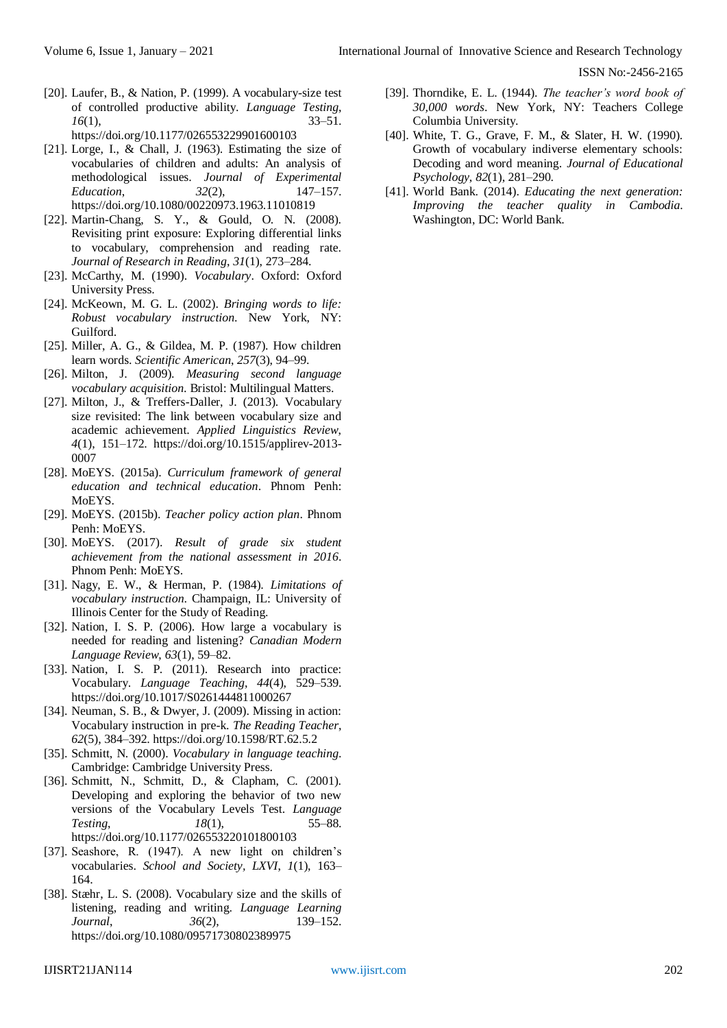[20]. Laufer, B., & Nation, P. (1999). A vocabulary-size test of controlled productive ability. *Language Testing*, *16*(1), 33–51. https://doi.org/10.1177/026553229901600103

[21]. Lorge, I., & Chall, J. (1963). Estimating the size of vocabularies of children and adults: An analysis of methodological issues. *Journal of Experimental Education*, *32*(2), 147–157. https://doi.org/10.1080/00220973.1963.11010819

[22]. Martin-Chang, S. Y., & Gould, O. N. (2008). Revisiting print exposure: Exploring differential links to vocabulary, comprehension and reading rate. *Journal of Research in Reading*, *31*(1), 273–284.

[23]. McCarthy, M. (1990). *Vocabulary*. Oxford: Oxford University Press.

[24]. McKeown, M. G. L. (2002). *Bringing words to life: Robust vocabulary instruction*. New York, NY: Guilford.

[25]. Miller, A. G., & Gildea, M. P. (1987). How children learn words. *Scientific American*, *257*(3), 94–99.

[26]. Milton, J. (2009). *Measuring second language vocabulary acquisition*. Bristol: Multilingual Matters.

[27]. Milton, J., & Treffers-Daller, J. (2013). Vocabulary size revisited: The link between vocabulary size and academic achievement. *Applied Linguistics Review*, *4*(1), 151–172. https://doi.org/10.1515/applirev-2013-0007

[28]. MoEYS. (2015a). *Curriculum framework of general education and technical education*. Phnom Penh: MoEYS.

[29]. MoEYS. (2015b). *Teacher policy action plan*. Phnom Penh: MoEYS.

[30]. MoEYS. (2017). *Result of grade six student achievement from the national assessment in 2016*. Phnom Penh: MoEYS.

[31]. Nagy, E. W., & Herman, P. (1984). *Limitations of vocabulary instruction*. Champaign, IL: University of Illinois Center for the Study of Reading.

[32]. Nation, I. S. P. (2006). How large a vocabulary is needed for reading and listening? *Canadian Modern Language Review*, *63*(1), 59–82.

[33]. Nation, I. S. P. (2011). Research into practice: Vocabulary. *Language Teaching*, *44*(4), 529–539. https://doi.org/10.1017/S0261444811000267

[34]. Neuman, S. B., & Dwyer, J. (2009). Missing in action: Vocabulary instruction in pre-k. *The Reading Teacher*, *62*(5), 384–392. https://doi.org/10.1598/RT.62.5.2

[35]. Schmitt, N. (2000). *Vocabulary in language teaching*. Cambridge: Cambridge University Press.

[36]. Schmitt, N., Schmitt, D., & Clapham, C. (2001). Developing and exploring the behavior of two new versions of the Vocabulary Levels Test. *Language Testing*, *18*(1), 55–88. https://doi.org/10.1177/026553220101800103

[37]. Seashore, R. (1947). A new light on children's vocabularies. *School and Society*, *LXVI*, *1*(1), 163–164.

[38]. Stæhr, L. S. (2008). Vocabulary size and the skills of listening, reading and writing. *Language Learning Journal*, *36*(2), 139–152. https://doi.org/10.1080/09571730802389975

[39]. Thorndike, E. L. (1944). *The teacher's word book of 30,000 words*. New York, NY: Teachers College Columbia University.

[40]. White, T. G., Grave, F. M., & Slater, H. W. (1990). Growth of vocabulary indiverse elementary schools: Decoding and word meaning. *Journal of Educational Psychology*, *82*(1), 281–290.

[41]. World Bank. (2014). *Educating the next generation: Improving the teacher quality in Cambodia*. Washington, DC: World Bank.